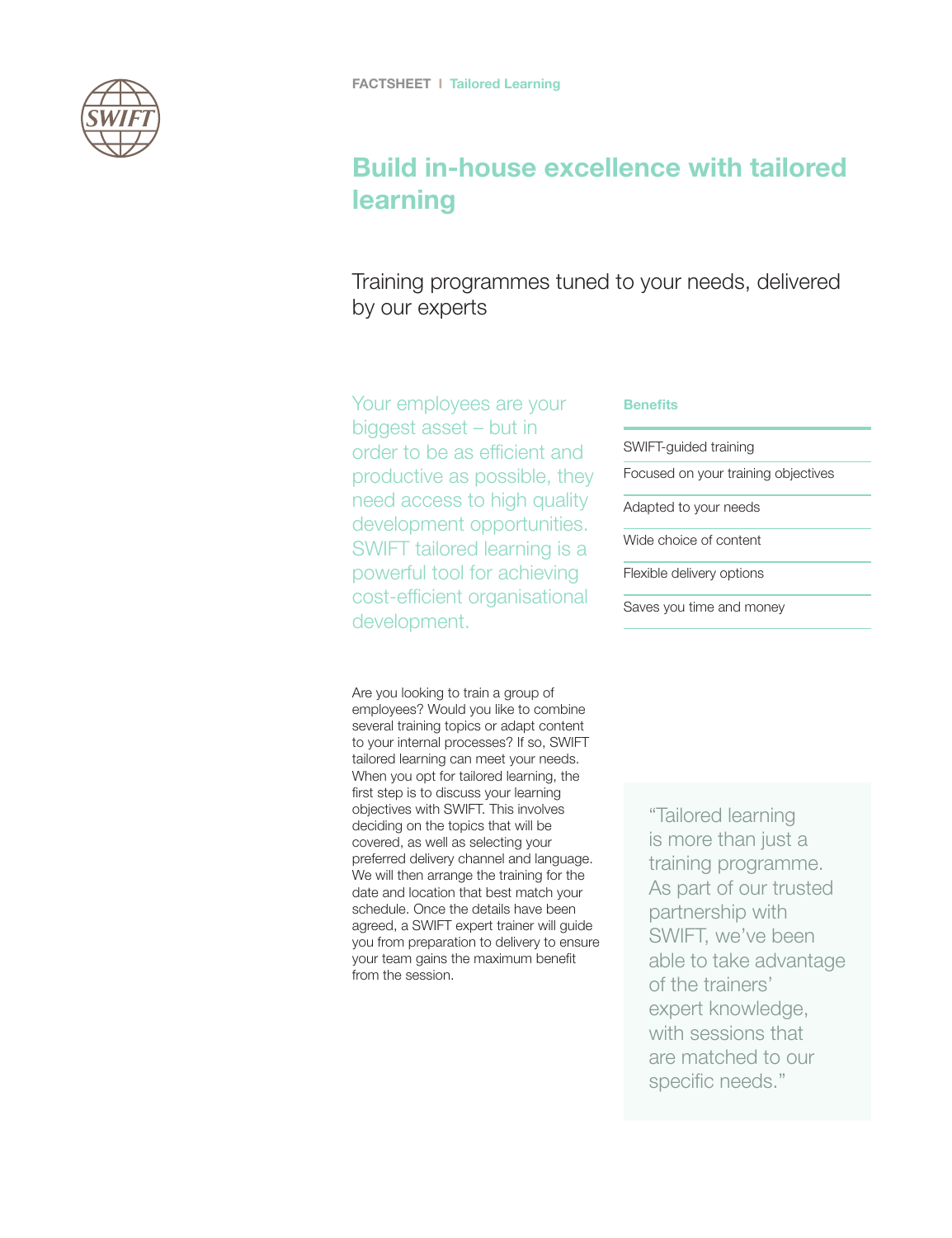FACTSHEET | Tailored Learning

# Build in-house excellence with tailored learning

## Training programmes tuned to your needs, delivered by our experts

Your employees are your biggest asset – but in order to be as efficient and productive as possible, they need access to high quality development opportunities. SWIFT tailored learning is a powerful tool for achieving cost-efficient organisational development.

**Benefits**

- SWIFT-guided training
- Focused on your training objectives
- Adapted to your needs
- Wide choice of content
- Flexible delivery options
- Saves you time and money

Are you looking to train a group of employees? Would you like to combine several training topics or adapt content to your internal processes? If so, SWIFT tailored learning can meet your needs. When you opt for tailored learning, the first step is to discuss your learning objectives with SWIFT. This involves deciding on the topics that will be covered, as well as selecting your preferred delivery channel and language. We will then arrange the training for the date and location that best match your schedule. Once the details have been agreed, a SWIFT expert trainer will guide you from preparation to delivery to ensure your team gains the maximum benefit from the session.

> "Tailored learning is more than just a training programme. As part of our trusted partnership with SWIFT, we've been able to take advantage of the trainers' expert knowledge, with sessions that are matched to our specific needs."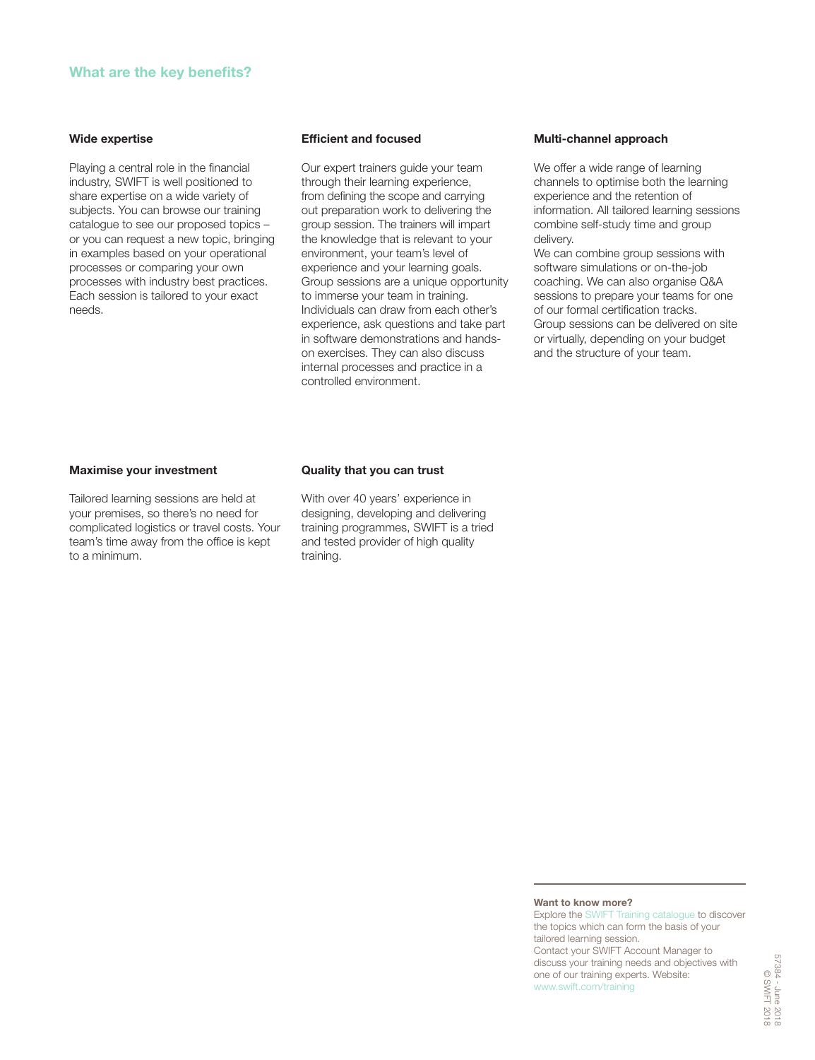## What are the key benefits?

### Wide expertise

Playing a central role in the financial industry, SWIFT is well positioned to share expertise on a wide variety of subjects. You can browse our training catalogue to see our proposed topics – or you can request a new topic, bringing in examples based on your operational processes or comparing your own processes with industry best practices. Each session is tailored to your exact needs.

### Efficient and focused

Our expert trainers guide your team through their learning experience, from defining the scope and carrying out preparation work to delivering the group session. The trainers will impart the knowledge that is relevant to your environment, your team's level of experience and your learning goals. Group sessions are a unique opportunity to immerse your team in training. Individuals can draw from each other's experience, ask questions and take part in software demonstrations and hands-on exercises. They can also discuss internal processes and practice in a controlled environment.

### Multi-channel approach

We offer a wide range of learning channels to optimise both the learning experience and the retention of information. All tailored learning sessions combine self-study time and group delivery.
We can combine group sessions with software simulations or on-the-job coaching. We can also organise Q&A sessions to prepare your teams for one of our formal certification tracks.
Group sessions can be delivered on site or virtually, depending on your budget and the structure of your team.

### Maximise your investment

Tailored learning sessions are held at your premises, so there's no need for complicated logistics or travel costs. Your team's time away from the office is kept to a minimum.

### Quality that you can trust

With over 40 years' experience in designing, developing and delivering training programmes, SWIFT is a tried and tested provider of high quality training.

**Want to know more?**
Explore the SWIFT Training catalogue to discover the topics which can form the basis of your tailored learning session.
Contact your SWIFT Account Manager to discuss your training needs and objectives with one of our training experts. Website: www.swift.com/training

57384 - June 2018
© SWIFT 2018